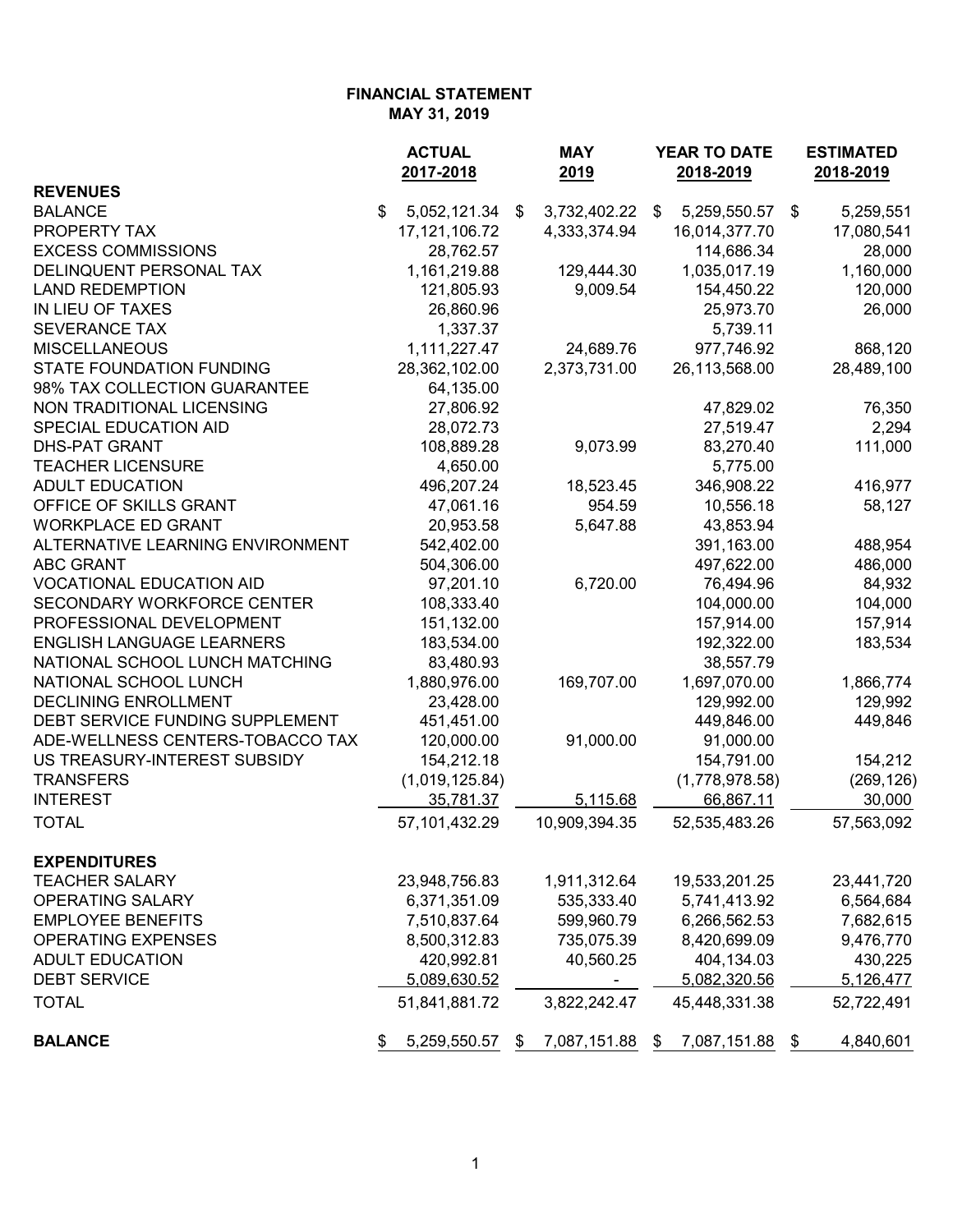**FINANCIAL STATEMENT**
**MAY 31, 2019**

| | ACTUAL 2017-2018 | MAY 2019 | YEAR TO DATE 2018-2019 | ESTIMATED 2018-2019 |
|---|---|---|---|---|
| **REVENUES** | | | | |
| BALANCE | $ 5,052,121.34 | $ 3,732,402.22 | $ 5,259,550.57 | $ 5,259,551 |
| PROPERTY TAX | 17,121,106.72 | 4,333,374.94 | 16,014,377.70 | 17,080,541 |
| EXCESS COMMISSIONS | 28,762.57 | | 114,686.34 | 28,000 |
| DELINQUENT PERSONAL TAX | 1,161,219.88 | 129,444.30 | 1,035,017.19 | 1,160,000 |
| LAND REDEMPTION | 121,805.93 | 9,009.54 | 154,450.22 | 120,000 |
| IN LIEU OF TAXES | 26,860.96 | | 25,973.70 | 26,000 |
| SEVERANCE TAX | 1,337.37 | | 5,739.11 | |
| MISCELLANEOUS | 1,111,227.47 | 24,689.76 | 977,746.92 | 868,120 |
| STATE FOUNDATION FUNDING | 28,362,102.00 | 2,373,731.00 | 26,113,568.00 | 28,489,100 |
| 98% TAX COLLECTION GUARANTEE | 64,135.00 | | | |
| NON TRADITIONAL LICENSING | 27,806.92 | | 47,829.02 | 76,350 |
| SPECIAL EDUCATION AID | 28,072.73 | | 27,519.47 | 2,294 |
| DHS-PAT GRANT | 108,889.28 | 9,073.99 | 83,270.40 | 111,000 |
| TEACHER LICENSURE | 4,650.00 | | 5,775.00 | |
| ADULT EDUCATION | 496,207.24 | 18,523.45 | 346,908.22 | 416,977 |
| OFFICE OF SKILLS GRANT | 47,061.16 | 954.59 | 10,556.18 | 58,127 |
| WORKPLACE ED GRANT | 20,953.58 | 5,647.88 | 43,853.94 | |
| ALTERNATIVE LEARNING ENVIRONMENT | 542,402.00 | | 391,163.00 | 488,954 |
| ABC GRANT | 504,306.00 | | 497,622.00 | 486,000 |
| VOCATIONAL EDUCATION AID | 97,201.10 | 6,720.00 | 76,494.96 | 84,932 |
| SECONDARY WORKFORCE CENTER | 108,333.40 | | 104,000.00 | 104,000 |
| PROFESSIONAL DEVELOPMENT | 151,132.00 | | 157,914.00 | 157,914 |
| ENGLISH LANGUAGE LEARNERS | 183,534.00 | | 192,322.00 | 183,534 |
| NATIONAL SCHOOL LUNCH MATCHING | 83,480.93 | | 38,557.79 | |
| NATIONAL SCHOOL LUNCH | 1,880,976.00 | 169,707.00 | 1,697,070.00 | 1,866,774 |
| DECLINING ENROLLMENT | 23,428.00 | | 129,992.00 | 129,992 |
| DEBT SERVICE FUNDING SUPPLEMENT | 451,451.00 | | 449,846.00 | 449,846 |
| ADE-WELLNESS CENTERS-TOBACCO TAX | 120,000.00 | 91,000.00 | 91,000.00 | |
| US TREASURY-INTEREST SUBSIDY | 154,212.18 | | 154,791.00 | 154,212 |
| TRANSFERS | (1,019,125.84) | | (1,778,978.58) | (269,126) |
| INTEREST | 35,781.37 | 5,115.68 | 66,867.11 | 30,000 |
| TOTAL | 57,101,432.29 | 10,909,394.35 | 52,535,483.26 | 57,563,092 |
| **EXPENDITURES** | | | | |
| TEACHER SALARY | 23,948,756.83 | 1,911,312.64 | 19,533,201.25 | 23,441,720 |
| OPERATING SALARY | 6,371,351.09 | 535,333.40 | 5,741,413.92 | 6,564,684 |
| EMPLOYEE BENEFITS | 7,510,837.64 | 599,960.79 | 6,266,562.53 | 7,682,615 |
| OPERATING EXPENSES | 8,500,312.83 | 735,075.39 | 8,420,699.09 | 9,476,770 |
| ADULT EDUCATION | 420,992.81 | 40,560.25 | 404,134.03 | 430,225 |
| DEBT SERVICE | 5,089,630.52 | - | 5,082,320.56 | 5,126,477 |
| TOTAL | 51,841,881.72 | 3,822,242.47 | 45,448,331.38 | 52,722,491 |
| **BALANCE** | $ 5,259,550.57 | $ 7,087,151.88 | $ 7,087,151.88 | $ 4,840,601 |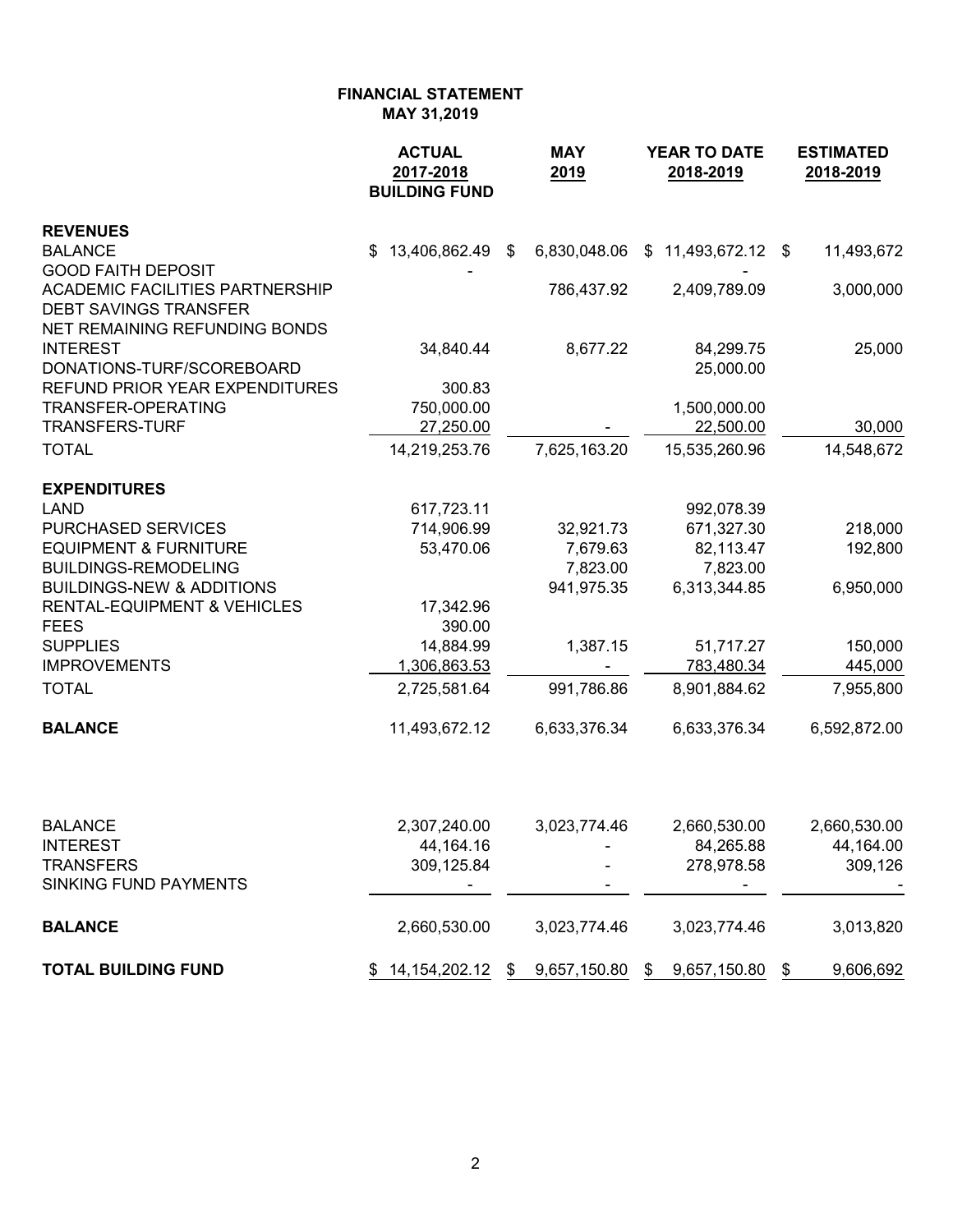**FINANCIAL STATEMENT**
**MAY 31,2019**

| | ACTUAL 2017-2018 BUILDING FUND | MAY 2019 | YEAR TO DATE 2018-2019 | ESTIMATED 2018-2019 |
|---|---|---|---|---|
| **REVENUES** | | | | |
| BALANCE | $ 13,406,862.49 | $ 6,830,048.06 | $ 11,493,672.12 | $ 11,493,672 |
| GOOD FAITH DEPOSIT | - | | - | |
| ACADEMIC FACILITIES PARTNERSHIP | | 786,437.92 | 2,409,789.09 | 3,000,000 |
| DEBT SAVINGS TRANSFER | | | | |
| NET REMAINING REFUNDING BONDS | | | | |
| INTEREST | 34,840.44 | 8,677.22 | 84,299.75 | 25,000 |
| DONATIONS-TURF/SCOREBOARD | | | 25,000.00 | |
| REFUND PRIOR YEAR EXPENDITURES | 300.83 | | | |
| TRANSFER-OPERATING | 750,000.00 | | 1,500,000.00 | |
| TRANSFERS-TURF | 27,250.00 | - | 22,500.00 | 30,000 |
| TOTAL | 14,219,253.76 | 7,625,163.20 | 15,535,260.96 | 14,548,672 |
| **EXPENDITURES** | | | | |
| LAND | 617,723.11 | | 992,078.39 | |
| PURCHASED SERVICES | 714,906.99 | 32,921.73 | 671,327.30 | 218,000 |
| EQUIPMENT & FURNITURE | 53,470.06 | 7,679.63 | 82,113.47 | 192,800 |
| BUILDINGS-REMODELING | | 7,823.00 | 7,823.00 | |
| BUILDINGS-NEW & ADDITIONS | | 941,975.35 | 6,313,344.85 | 6,950,000 |
| RENTAL-EQUIPMENT & VEHICLES | 17,342.96 | | | |
| FEES | 390.00 | | | |
| SUPPLIES | 14,884.99 | 1,387.15 | 51,717.27 | 150,000 |
| IMPROVEMENTS | 1,306,863.53 | - | 783,480.34 | 445,000 |
| TOTAL | 2,725,581.64 | 991,786.86 | 8,901,884.62 | 7,955,800 |
| **BALANCE** | 11,493,672.12 | 6,633,376.34 | 6,633,376.34 | 6,592,872.00 |
| | | | | |
| BALANCE | 2,307,240.00 | 3,023,774.46 | 2,660,530.00 | 2,660,530.00 |
| INTEREST | 44,164.16 | - | 84,265.88 | 44,164.00 |
| TRANSFERS | 309,125.84 | - | 278,978.58 | 309,126 |
| SINKING FUND PAYMENTS | - | - | - | - |
| **BALANCE** | 2,660,530.00 | 3,023,774.46 | 3,023,774.46 | 3,013,820 |
| **TOTAL BUILDING FUND** | $ 14,154,202.12 | $ 9,657,150.80 | $ 9,657,150.80 | $ 9,606,692 |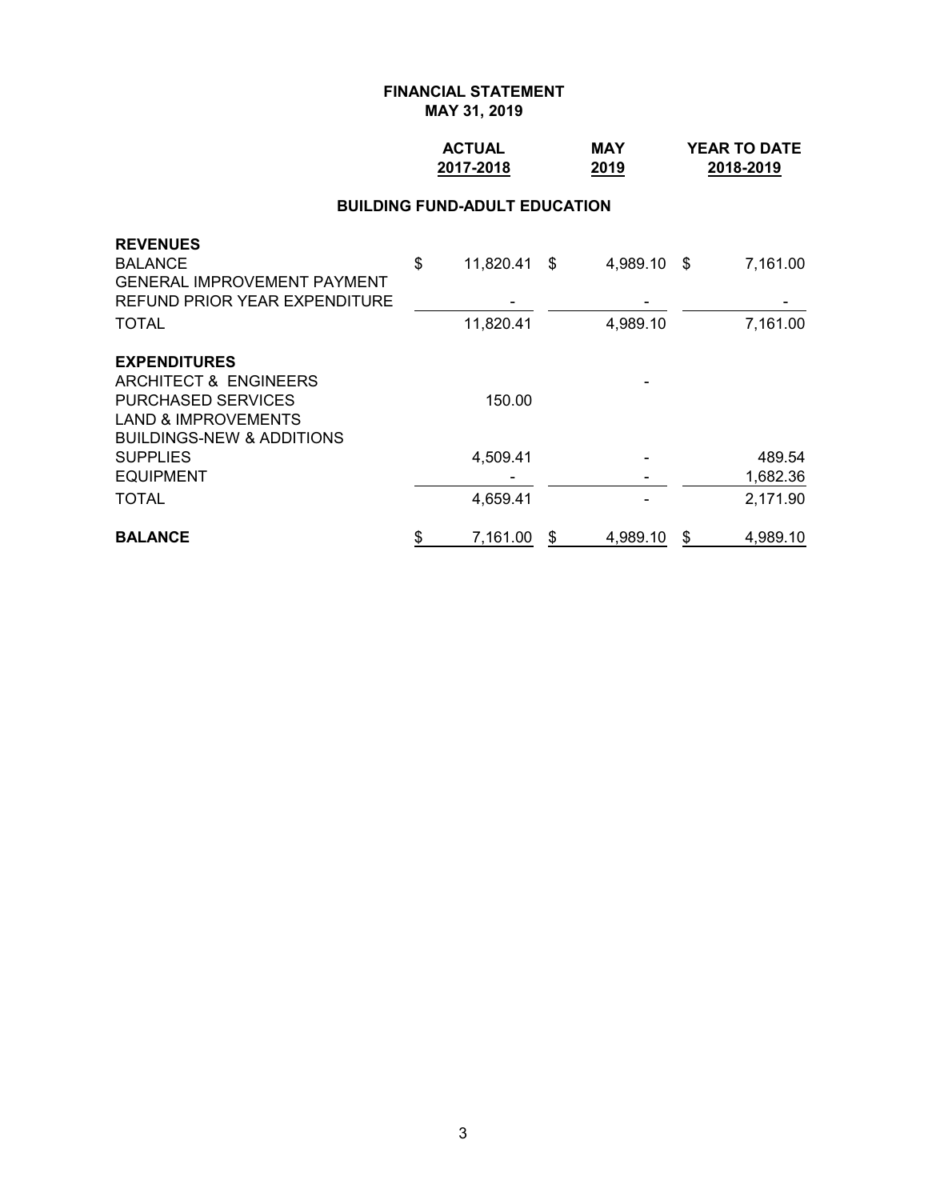# FINANCIAL STATEMENT
## MAY 31, 2019

### BUILDING FUND-ADULT EDUCATION

| | ACTUAL 2017-2018 | MAY 2019 | YEAR TO DATE 2018-2019 |
|---|---|---|---|
| **REVENUES** | | | |
| BALANCE | $ 11,820.41 | $ 4,989.10 | $ 7,161.00 |
| GENERAL IMPROVEMENT PAYMENT | | | |
| REFUND PRIOR YEAR EXPENDITURE | - | - | - |
| TOTAL | 11,820.41 | 4,989.10 | 7,161.00 |
| **EXPENDITURES** | | | |
| ARCHITECT & ENGINEERS | | - | |
| PURCHASED SERVICES | 150.00 | | |
| LAND & IMPROVEMENTS | | | |
| BUILDINGS-NEW & ADDITIONS | | | |
| SUPPLIES | 4,509.41 | - | 489.54 |
| EQUIPMENT | - | - | 1,682.36 |
| TOTAL | 4,659.41 | - | 2,171.90 |
| **BALANCE** | $ 7,161.00 | $ 4,989.10 | $ 4,989.10 |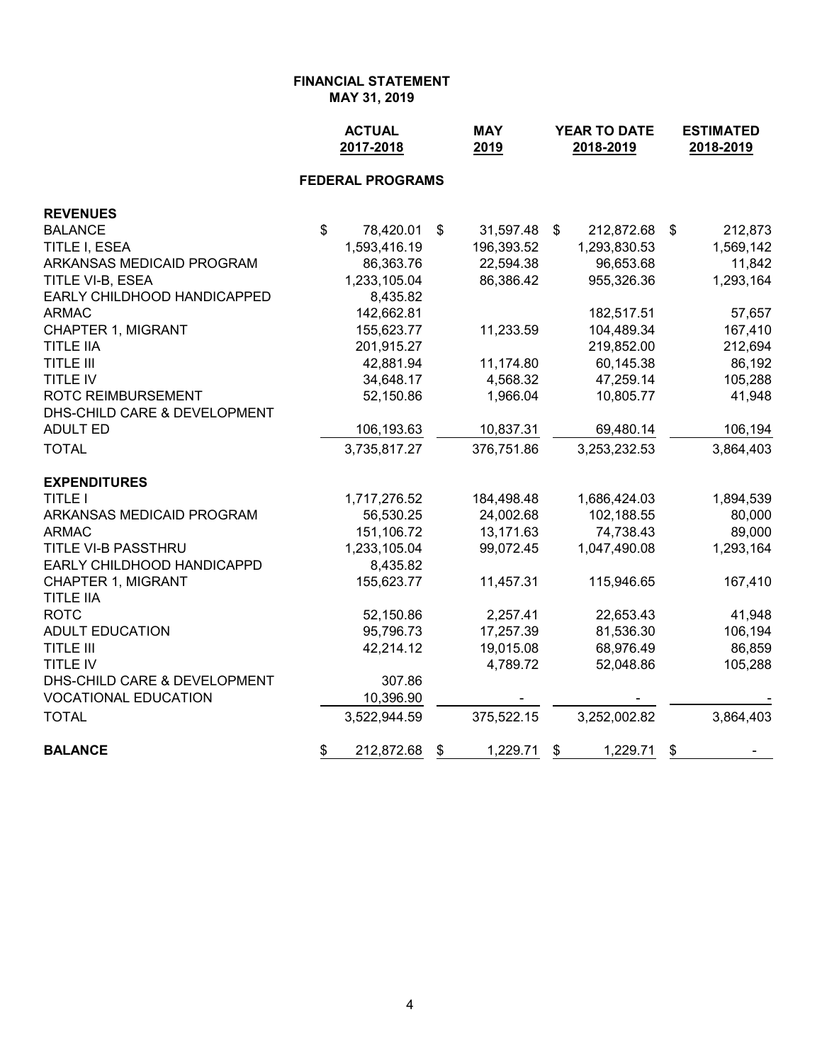**FINANCIAL STATEMENT**
**MAY 31, 2019**

| | ACTUAL 2017-2018 | MAY 2019 | YEAR TO DATE 2018-2019 | ESTIMATED 2018-2019 |
|---|---|---|---|---|
| **FEDERAL PROGRAMS** | | | | |
| **REVENUES** | | | | |
| BALANCE | $ 78,420.01 | $ 31,597.48 | $ 212,872.68 | $ 212,873 |
| TITLE I, ESEA | 1,593,416.19 | 196,393.52 | 1,293,830.53 | 1,569,142 |
| ARKANSAS MEDICAID PROGRAM | 86,363.76 | 22,594.38 | 96,653.68 | 11,842 |
| TITLE VI-B, ESEA | 1,233,105.04 | 86,386.42 | 955,326.36 | 1,293,164 |
| EARLY CHILDHOOD HANDICAPPED | 8,435.82 | | | |
| ARMAC | 142,662.81 | | 182,517.51 | 57,657 |
| CHAPTER 1, MIGRANT | 155,623.77 | 11,233.59 | 104,489.34 | 167,410 |
| TITLE IIA | 201,915.27 | | 219,852.00 | 212,694 |
| TITLE III | 42,881.94 | 11,174.80 | 60,145.38 | 86,192 |
| TITLE IV | 34,648.17 | 4,568.32 | 47,259.14 | 105,288 |
| ROTC REIMBURSEMENT | 52,150.86 | 1,966.04 | 10,805.77 | 41,948 |
| DHS-CHILD CARE & DEVELOPMENT | | | | |
| ADULT ED | 106,193.63 | 10,837.31 | 69,480.14 | 106,194 |
| TOTAL | 3,735,817.27 | 376,751.86 | 3,253,232.53 | 3,864,403 |
| **EXPENDITURES** | | | | |
| TITLE I | 1,717,276.52 | 184,498.48 | 1,686,424.03 | 1,894,539 |
| ARKANSAS MEDICAID PROGRAM | 56,530.25 | 24,002.68 | 102,188.55 | 80,000 |
| ARMAC | 151,106.72 | 13,171.63 | 74,738.43 | 89,000 |
| TITLE VI-B PASSTHRU | 1,233,105.04 | 99,072.45 | 1,047,490.08 | 1,293,164 |
| EARLY CHILDHOOD HANDICAPPD | 8,435.82 | | | |
| CHAPTER 1, MIGRANT | 155,623.77 | 11,457.31 | 115,946.65 | 167,410 |
| TITLE IIA | | | | |
| ROTC | 52,150.86 | 2,257.41 | 22,653.43 | 41,948 |
| ADULT EDUCATION | 95,796.73 | 17,257.39 | 81,536.30 | 106,194 |
| TITLE III | 42,214.12 | 19,015.08 | 68,976.49 | 86,859 |
| TITLE IV | | 4,789.72 | 52,048.86 | 105,288 |
| DHS-CHILD CARE & DEVELOPMENT | 307.86 | | | |
| VOCATIONAL EDUCATION | 10,396.90 | - | - | - |
| TOTAL | 3,522,944.59 | 375,522.15 | 3,252,002.82 | 3,864,403 |
| **BALANCE** | $ 212,872.68 | $ 1,229.71 | $ 1,229.71 | $ - |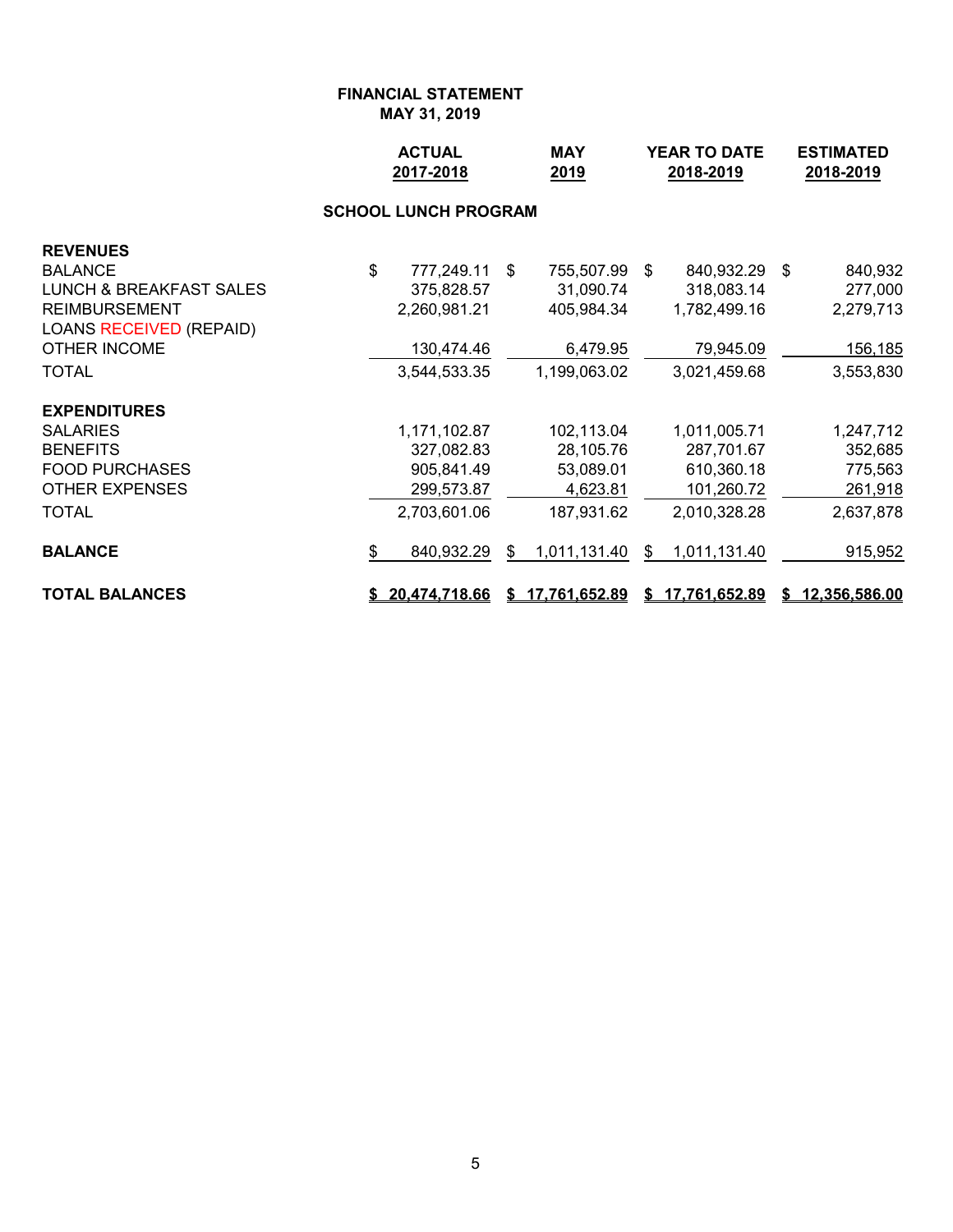**FINANCIAL STATEMENT**
**MAY 31, 2019**

| | ACTUAL 2017-2018 | MAY 2019 | YEAR TO DATE 2018-2019 | ESTIMATED 2018-2019 |
|---|---|---|---|---|
| **SCHOOL LUNCH PROGRAM** | | | | |
| **REVENUES** | | | | |
| BALANCE | $ 777,249.11 | $ 755,507.99 | $ 840,932.29 | $ 840,932 |
| LUNCH & BREAKFAST SALES | 375,828.57 | 31,090.74 | 318,083.14 | 277,000 |
| REIMBURSEMENT | 2,260,981.21 | 405,984.34 | 1,782,499.16 | 2,279,713 |
| LOANS RECEIVED (REPAID) | | | | |
| OTHER INCOME | 130,474.46 | 6,479.95 | 79,945.09 | 156,185 |
| TOTAL | 3,544,533.35 | 1,199,063.02 | 3,021,459.68 | 3,553,830 |
| **EXPENDITURES** | | | | |
| SALARIES | 1,171,102.87 | 102,113.04 | 1,011,005.71 | 1,247,712 |
| BENEFITS | 327,082.83 | 28,105.76 | 287,701.67 | 352,685 |
| FOOD PURCHASES | 905,841.49 | 53,089.01 | 610,360.18 | 775,563 |
| OTHER EXPENSES | 299,573.87 | 4,623.81 | 101,260.72 | 261,918 |
| TOTAL | 2,703,601.06 | 187,931.62 | 2,010,328.28 | 2,637,878 |
| **BALANCE** | $ 840,932.29 | $ 1,011,131.40 | $ 1,011,131.40 | 915,952 |
| **TOTAL BALANCES** | **$ 20,474,718.66** | **$ 17,761,652.89** | **$ 17,761,652.89** | **$ 12,356,586.00** |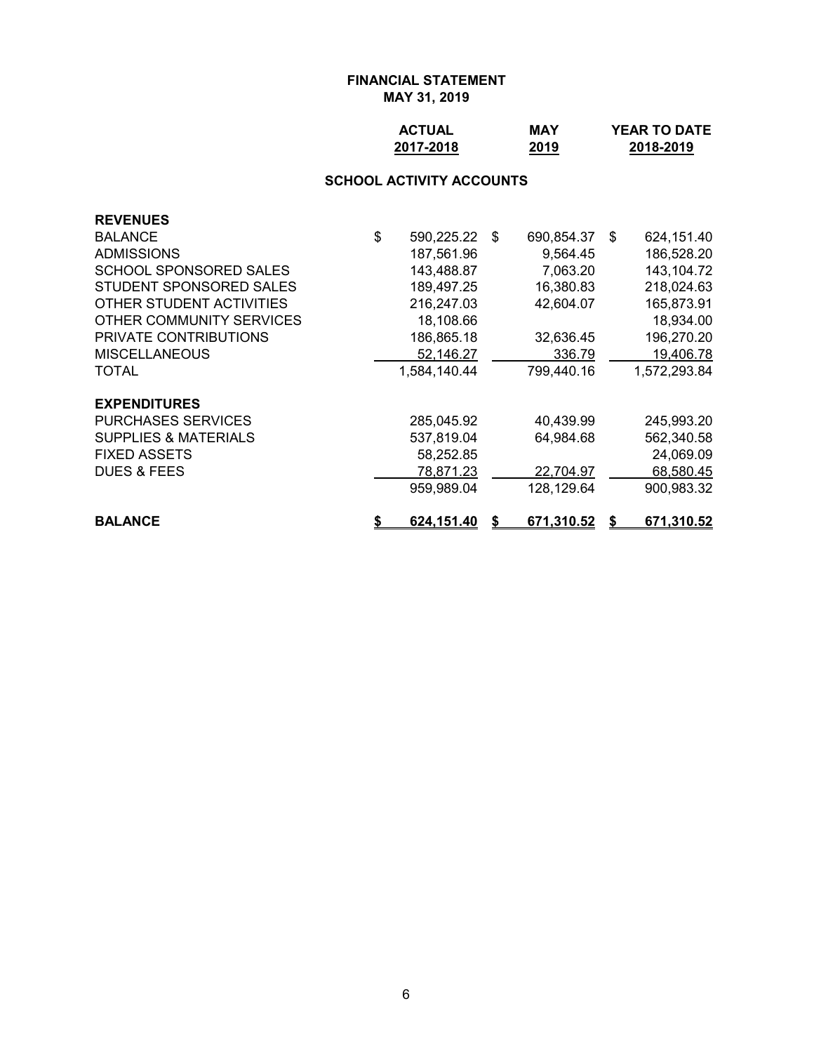# FINANCIAL STATEMENT
## MAY 31, 2019

### SCHOOL ACTIVITY ACCOUNTS

| | ACTUAL 2017-2018 | MAY 2019 | YEAR TO DATE 2018-2019 |
|---|---|---|---|
| **REVENUES** | | | |
| BALANCE | $ 590,225.22 | $ 690,854.37 | $ 624,151.40 |
| ADMISSIONS | 187,561.96 | 9,564.45 | 186,528.20 |
| SCHOOL SPONSORED SALES | 143,488.87 | 7,063.20 | 143,104.72 |
| STUDENT SPONSORED SALES | 189,497.25 | 16,380.83 | 218,024.63 |
| OTHER STUDENT ACTIVITIES | 216,247.03 | 42,604.07 | 165,873.91 |
| OTHER COMMUNITY SERVICES | 18,108.66 | | 18,934.00 |
| PRIVATE CONTRIBUTIONS | 186,865.18 | 32,636.45 | 196,270.20 |
| MISCELLANEOUS | 52,146.27 | 336.79 | 19,406.78 |
| TOTAL | 1,584,140.44 | 799,440.16 | 1,572,293.84 |
| **EXPENDITURES** | | | |
| PURCHASES SERVICES | 285,045.92 | 40,439.99 | 245,993.20 |
| SUPPLIES & MATERIALS | 537,819.04 | 64,984.68 | 562,340.58 |
| FIXED ASSETS | 58,252.85 | | 24,069.09 |
| DUES & FEES | 78,871.23 | 22,704.97 | 68,580.45 |
| | 959,989.04 | 128,129.64 | 900,983.32 |
| **BALANCE** | **$ 624,151.40** | **$ 671,310.52** | **$ 671,310.52** |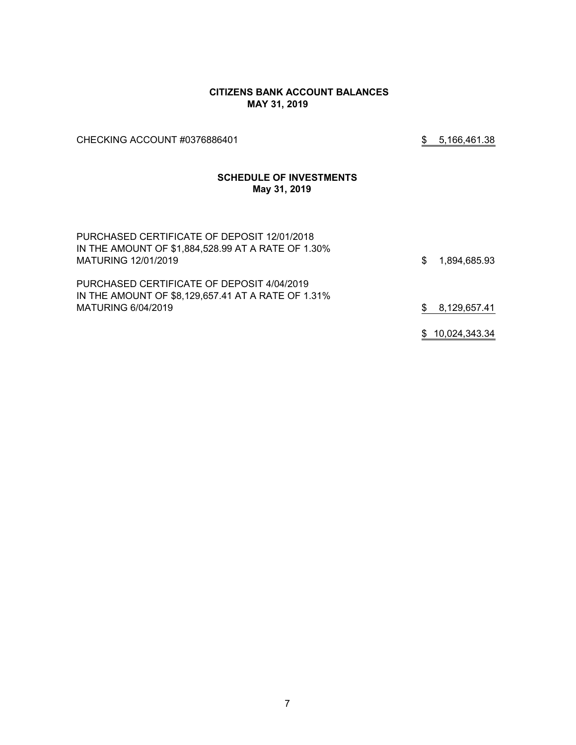## CITIZENS BANK ACCOUNT BALANCES
## MAY 31, 2019

| | |
|---|---|
| CHECKING ACCOUNT #0376886401 | $ 5,166,461.38 |

## SCHEDULE OF INVESTMENTS
## May 31, 2019

| | |
|---|---|
| PURCHASED CERTIFICATE OF DEPOSIT 12/01/2018 IN THE AMOUNT OF $1,884,528.99 AT A RATE OF 1.30% MATURING 12/01/2019 | $ 1,894,685.93 |
| PURCHASED CERTIFICATE OF DEPOSIT 4/04/2019 IN THE AMOUNT OF $8,129,657.41 AT A RATE OF 1.31% MATURING 6/04/2019 | $ 8,129,657.41 |
| | $ 10,024,343.34 |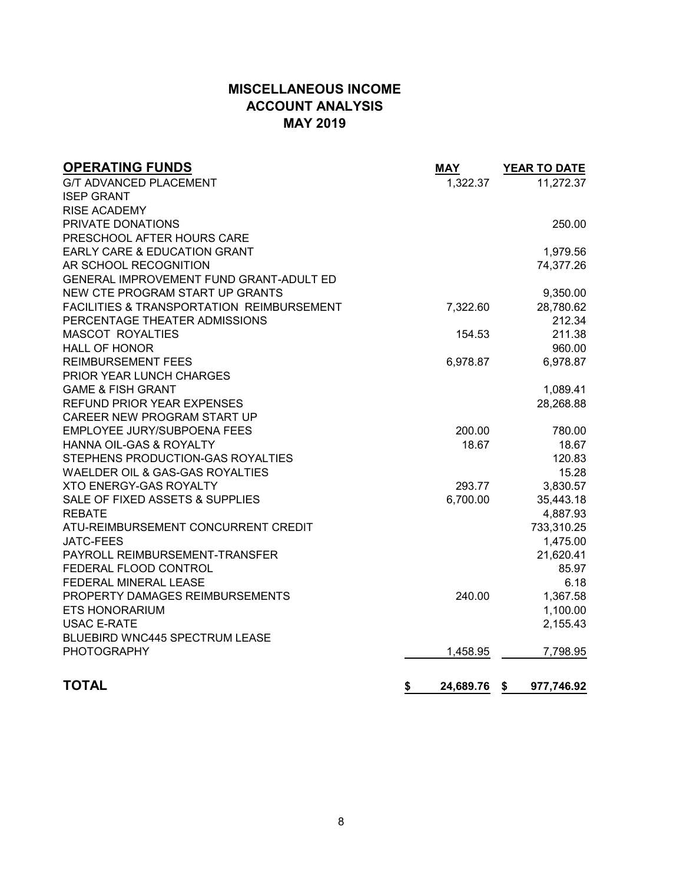# MISCELLANEOUS INCOME
# ACCOUNT ANALYSIS
# MAY 2019

| OPERATING FUNDS | MAY | YEAR TO DATE |
|---|---|---|
| G/T ADVANCED PLACEMENT | 1,322.37 | 11,272.37 |
| ISEP GRANT | | |
| RISE ACADEMY | | |
| PRIVATE DONATIONS | | 250.00 |
| PRESCHOOL AFTER HOURS CARE | | |
| EARLY CARE & EDUCATION GRANT | | 1,979.56 |
| AR SCHOOL RECOGNITION | | 74,377.26 |
| GENERAL IMPROVEMENT FUND GRANT-ADULT ED | | |
| NEW CTE PROGRAM START UP GRANTS | | 9,350.00 |
| FACILITIES & TRANSPORTATION REIMBURSEMENT | 7,322.60 | 28,780.62 |
| PERCENTAGE THEATER ADMISSIONS | | 212.34 |
| MASCOT ROYALTIES | 154.53 | 211.38 |
| HALL OF HONOR | | 960.00 |
| REIMBURSEMENT FEES | 6,978.87 | 6,978.87 |
| PRIOR YEAR LUNCH CHARGES | | |
| GAME & FISH GRANT | | 1,089.41 |
| REFUND PRIOR YEAR EXPENSES | | 28,268.88 |
| CAREER NEW PROGRAM START UP | | |
| EMPLOYEE JURY/SUBPOENA FEES | 200.00 | 780.00 |
| HANNA OIL-GAS & ROYALTY | 18.67 | 18.67 |
| STEPHENS PRODUCTION-GAS ROYALTIES | | 120.83 |
| WAELDER OIL & GAS-GAS ROYALTIES | | 15.28 |
| XTO ENERGY-GAS ROYALTY | 293.77 | 3,830.57 |
| SALE OF FIXED ASSETS & SUPPLIES | 6,700.00 | 35,443.18 |
| REBATE | | 4,887.93 |
| ATU-REIMBURSEMENT CONCURRENT CREDIT | | 733,310.25 |
| JATC-FEES | | 1,475.00 |
| PAYROLL REIMBURSEMENT-TRANSFER | | 21,620.41 |
| FEDERAL FLOOD CONTROL | | 85.97 |
| FEDERAL MINERAL LEASE | | 6.18 |
| PROPERTY DAMAGES REIMBURSEMENTS | 240.00 | 1,367.58 |
| ETS HONORARIUM | | 1,100.00 |
| USAC E-RATE | | 2,155.43 |
| BLUEBIRD WNC445 SPECTRUM LEASE | | |
| PHOTOGRAPHY | 1,458.95 | 7,798.95 |
| **TOTAL** | **$ 24,689.76** | **$ 977,746.92** |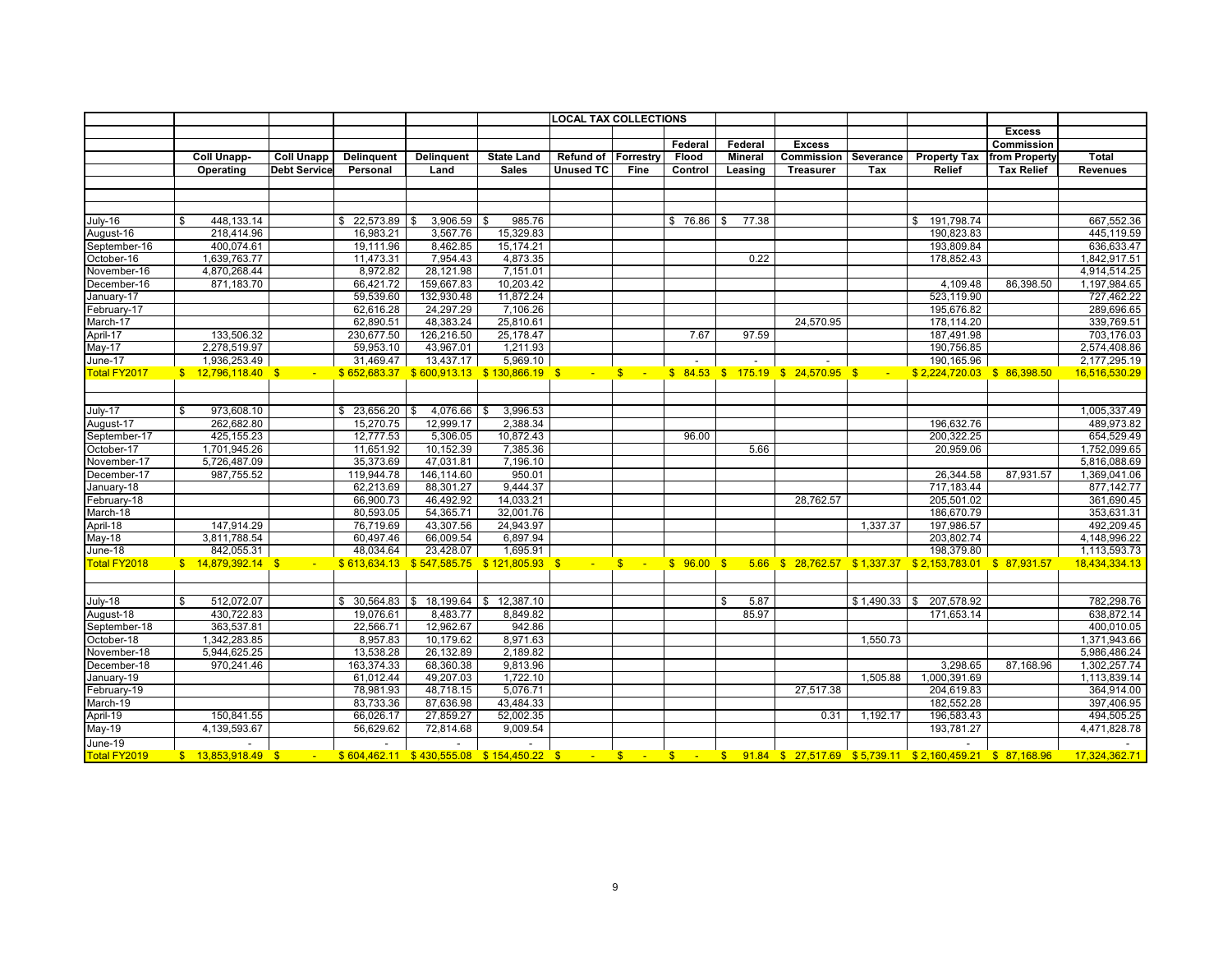| | | | | | | LOCAL TAX COLLECTIONS | | | | | | | | |
|---|---|---|---|---|---|---|---|---|---|---|---|---|---|---|
| | Coll Unapp-Operating | Coll Unapp Debt Service | Delinquent Personal | Delinquent Land | State Land Sales | Refund of Unused TC | Forrestry Fine | Federal Flood Control | Federal Mineral Leasing | Excess Commission Treasurer | Severance Tax | Property Tax Relief | Excess Commission from Property Tax Relief | Total Revenues |
| July-16 | $ 448,133.14 | | $ 22,573.89 | $ 3,906.59 | $ 985.76 | | | $ 76.86 | $ 77.38 | | | $ 191,798.74 | | 667,552.36 |
| August-16 | 218,414.96 | | 16,983.21 | 3,567.76 | 15,329.83 | | | | | | | 190,823.83 | | 445,119.59 |
| September-16 | 400,074.61 | | 19,111.96 | 8,462.85 | 15,174.21 | | | | | | | 193,809.84 | | 636,633.47 |
| October-16 | 1,639,763.77 | | 11,473.31 | 7,954.43 | 4,873.35 | | | | 0.22 | | | 178,852.43 | | 1,842,917.51 |
| November-16 | 4,870,268.44 | | 8,972.82 | 28,121.98 | 7,151.01 | | | | | | | | | 4,914,514.25 |
| December-16 | 871,183.70 | | 66,421.72 | 159,667.83 | 10,203.42 | | | | | | | 4,109.48 | 86,398.50 | 1,197,984.65 |
| January-17 | | | 59,539.60 | 132,930.48 | 11,872.24 | | | | | | | 523,119.90 | | 727,462.22 |
| February-17 | | | 62,616.28 | 24,297.29 | 7,106.26 | | | | | | | 195,676.82 | | 289,696.65 |
| March-17 | | | 62,890.51 | 48,383.24 | 25,810.61 | | | | | 24,570.95 | | 178,114.20 | | 339,769.51 |
| April-17 | 133,506.32 | | 230,677.50 | 126,216.50 | 25,178.47 | | | 7.67 | 97.59 | | | 187,491.98 | | 703,176.03 |
| May-17 | 2,278,519.97 | | 59,953.10 | 43,967.01 | 1,211.93 | | | | | | | 190,756.85 | | 2,574,408.86 |
| June-17 | 1,936,253.49 | | 31,469.47 | 13,437.17 | 5,969.10 | | | - | - | - | | 190,165.96 | | 2,177,295.19 |
| Total FY2017 | $ 12,796,118.40 | $ - | $ 652,683.37 | $ 600,913.13 | $ 130,866.19 | $ - | $ - | $ 84.53 | $ 175.19 | $ 24,570.95 | $ - | $ 2,224,720.03 | $ 86,398.50 | 16,516,530.29 |
| July-17 | $ 973,608.10 | | $ 23,656.20 | $ 4,076.66 | $ 3,996.53 | | | | | | | | | 1,005,337.49 |
| August-17 | 262,682.80 | | 15,270.75 | 12,999.17 | 2,388.34 | | | | | | | 196,632.76 | | 489,973.82 |
| September-17 | 425,155.23 | | 12,777.53 | 5,306.05 | 10,872.43 | | | 96.00 | | | | 200,322.25 | | 654,529.49 |
| October-17 | 1,701,945.26 | | 11,651.92 | 10,152.39 | 7,385.36 | | | | 5.66 | | | 20,959.06 | | 1,752,099.65 |
| November-17 | 5,726,487.09 | | 35,373.69 | 47,031.81 | 7,196.10 | | | | | | | | | 5,816,088.69 |
| December-17 | 987,755.52 | | 119,944.78 | 146,114.60 | 950.01 | | | | | | | 26,344.58 | 87,931.57 | 1,369,041.06 |
| January-18 | | | 62,213.69 | 88,301.27 | 9,444.37 | | | | | | | 717,183.44 | | 877,142.77 |
| February-18 | | | 66,900.73 | 46,492.92 | 14,033.21 | | | | | 28,762.57 | | 205,501.02 | | 361,690.45 |
| March-18 | | | 80,593.05 | 54,365.71 | 32,001.76 | | | | | | | 186,670.79 | | 353,631.31 |
| April-18 | 147,914.29 | | 76,719.69 | 43,307.56 | 24,943.97 | | | | | | 1,337.37 | 197,986.57 | | 492,209.45 |
| May-18 | 3,811,788.54 | | 60,497.46 | 66,009.54 | 6,897.94 | | | | | | | 203,802.74 | | 4,148,996.22 |
| June-18 | 842,055.31 | | 48,034.64 | 23,428.07 | 1,695.91 | | | | | | | 198,379.80 | | 1,113,593.73 |
| Total FY2018 | $ 14,879,392.14 | $ - | $ 613,634.13 | $ 547,585.75 | $ 121,805.93 | $ - | $ - | $ 96.00 | $ 5.66 | $ 28,762.57 | $ 1,337.37 | $ 2,153,783.01 | $ 87,931.57 | 18,434,334.13 |
| July-18 | $ 512,072.07 | | $ 30,564.83 | $ 18,199.64 | $ 12,387.10 | | | | $ 5.87 | | $ 1,490.33 | $ 207,578.92 | | 782,298.76 |
| August-18 | 430,722.83 | | 19,076.61 | 8,483.77 | 8,849.82 | | | | 85.97 | | | 171,653.14 | | 638,872.14 |
| September-18 | 363,537.81 | | 22,566.71 | 12,962.67 | 942.86 | | | | | | | | | 400,010.05 |
| October-18 | 1,342,283.85 | | 8,957.83 | 10,179.62 | 8,971.63 | | | | | | 1,550.73 | | | 1,371,943.66 |
| November-18 | 5,944,625.25 | | 13,538.28 | 26,132.89 | 2,189.82 | | | | | | | | | 5,986,486.24 |
| December-18 | 970,241.46 | | 163,374.33 | 68,360.38 | 9,813.96 | | | | | | | 3,298.65 | 87,168.96 | 1,302,257.74 |
| January-19 | | | 61,012.44 | 49,207.03 | 1,722.10 | | | | | | 1,505.88 | 1,000,391.69 | | 1,113,839.14 |
| February-19 | | | 78,981.93 | 48,718.15 | 5,076.71 | | | | | 27,517.38 | | 204,619.83 | | 364,914.00 |
| March-19 | | | 83,733.36 | 87,636.98 | 43,484.33 | | | | | | | 182,552.28 | | 397,406.95 |
| April-19 | 150,841.55 | | 66,026.17 | 27,859.27 | 52,002.35 | | | | | 0.31 | 1,192.17 | 196,583.43 | | 494,505.25 |
| May-19 | 4,139,593.67 | | 56,629.62 | 72,814.68 | 9,009.54 | | | | | | | 193,781.27 | | 4,471,828.78 |
| June-19 | - | | - | - | - | | | | | | | - | | - |
| Total FY2019 | $ 13,853,918.49 | $ - | $ 604,462.11 | $ 430,555.08 | $ 154,450.22 | $ - | $ - | $ - | $ 91.84 | $ 27,517.69 | $ 5,739.11 | $ 2,160,459.21 | $ 87,168.96 | 17,324,362.71 |